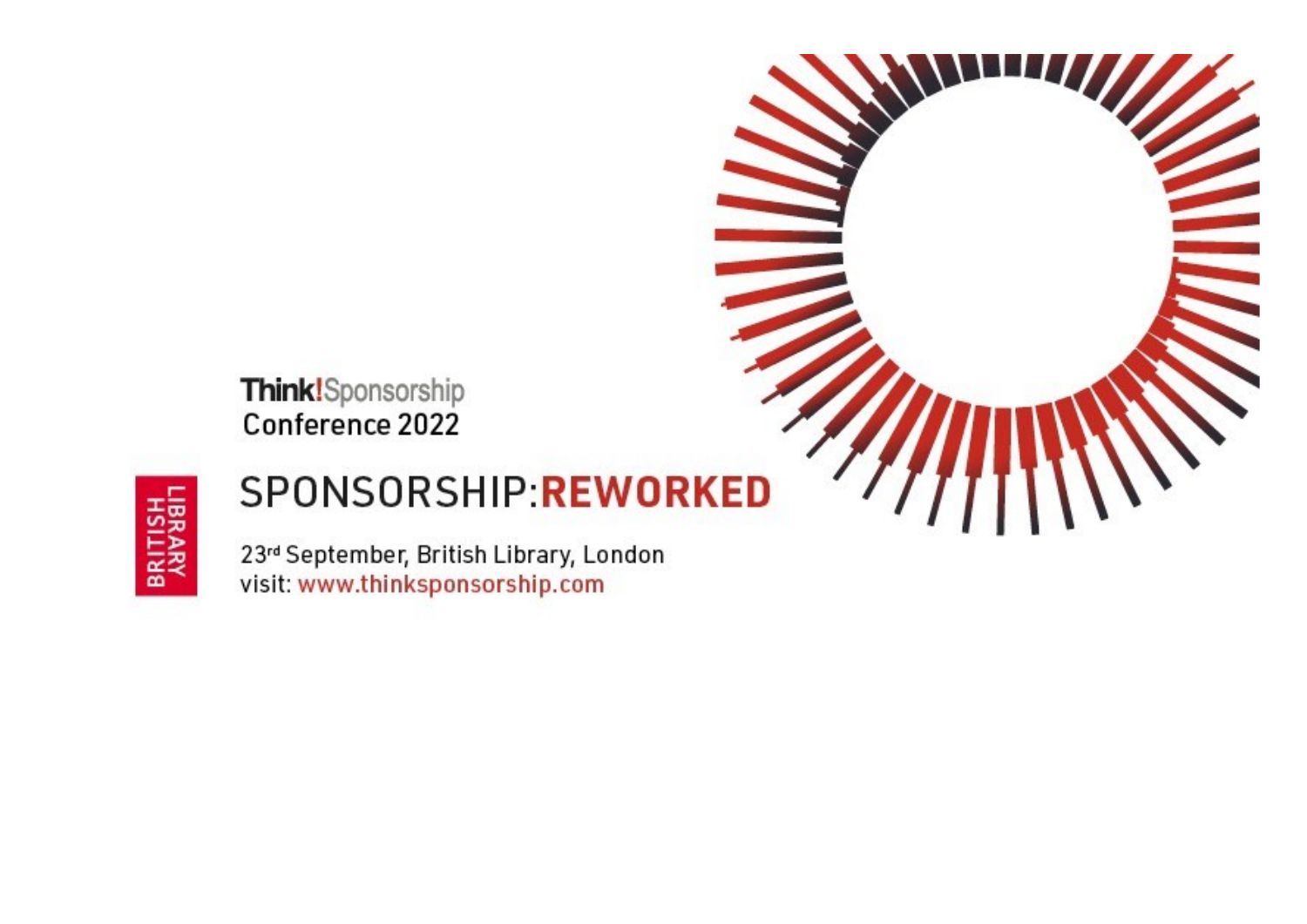**Think!**Sponsorship
Conference 2022

BRITISH LIBRARY

# SPONSORSHIP:**REWORKED**

23rd September, British Library, London
visit: www.thinksponsorship.com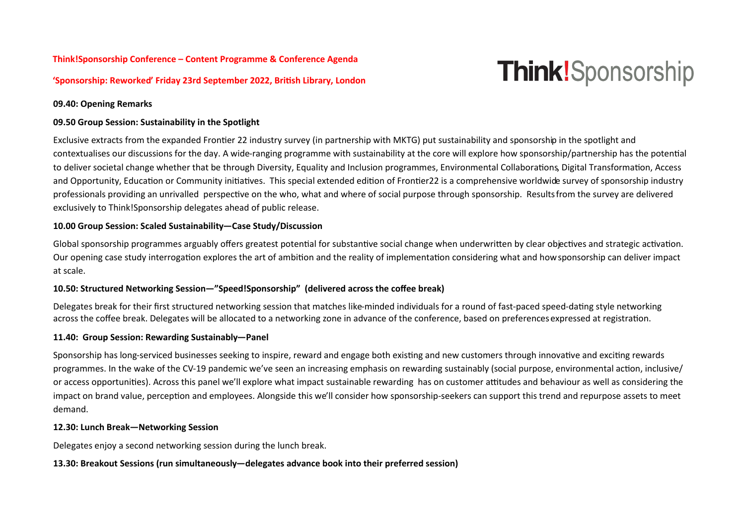**Think!Sponsorship Conference – Content Programme & Conference Agenda**

**'Sponsorship: Reworked' Friday 23rd September 2022, British Library, London**

**Think!Sponsorship**

**09.40: Opening Remarks**

**09.50 Group Session: Sustainability in the Spotlight**

Exclusive extracts from the expanded Frontier 22 industry survey (in partnership with MKTG) put sustainability and sponsorship in the spotlight and contextualises our discussions for the day. A wide-ranging programme with sustainability at the core will explore how sponsorship/partnership has the potential to deliver societal change whether that be through Diversity, Equality and Inclusion programmes, Environmental Collaborations, Digital Transformation, Access and Opportunity, Education or Community initiatives. This special extended edition of Frontier22 is a comprehensive worldwide survey of sponsorship industry professionals providing an unrivalled perspective on the who, what and where of social purpose through sponsorship. Results from the survey are delivered exclusively to Think!Sponsorship delegates ahead of public release.

**10.00 Group Session: Scaled Sustainability—Case Study/Discussion**

Global sponsorship programmes arguably offers greatest potential for substantive social change when underwritten by clear objectives and strategic activation. Our opening case study interrogation explores the art of ambition and the reality of implementation considering what and how sponsorship can deliver impact at scale.

**10.50: Structured Networking Session—"Speed!Sponsorship" (delivered across the coffee break)**

Delegates break for their first structured networking session that matches like-minded individuals for a round of fast-paced speed-dating style networking across the coffee break. Delegates will be allocated to a networking zone in advance of the conference, based on preferences expressed at registration.

**11.40: Group Session: Rewarding Sustainably—Panel**

Sponsorship has long-serviced businesses seeking to inspire, reward and engage both existing and new customers through innovative and exciting rewards programmes. In the wake of the CV-19 pandemic we've seen an increasing emphasis on rewarding sustainably (social purpose, environmental action, inclusive/ or access opportunities). Across this panel we'll explore what impact sustainable rewarding has on customer attitudes and behaviour as well as considering the impact on brand value, perception and employees. Alongside this we'll consider how sponsorship-seekers can support this trend and repurpose assets to meet demand.

**12.30: Lunch Break—Networking Session**

Delegates enjoy a second networking session during the lunch break.

**13.30: Breakout Sessions (run simultaneously—delegates advance book into their preferred session)**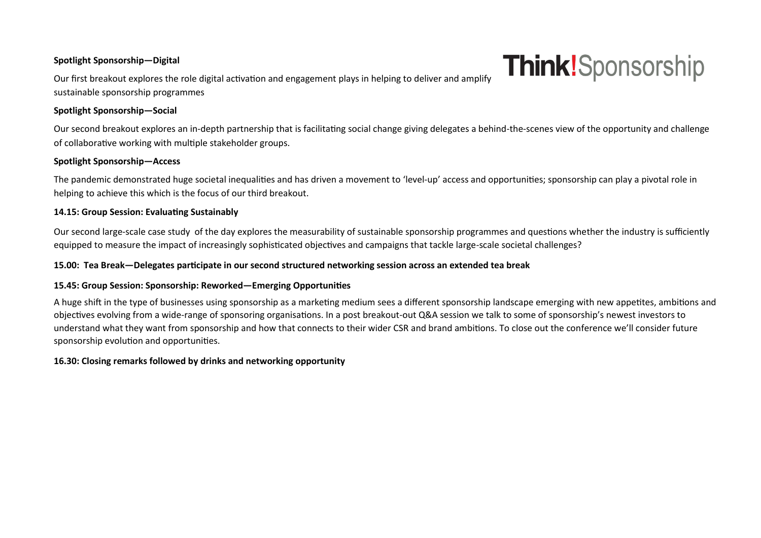Think!Sponsorship

**Spotlight Sponsorship—Digital**

Our first breakout explores the role digital activation and engagement plays in helping to deliver and amplify sustainable sponsorship programmes

**Spotlight Sponsorship—Social**

Our second breakout explores an in-depth partnership that is facilitating social change giving delegates a behind-the-scenes view of the opportunity and challenge of collaborative working with multiple stakeholder groups.

**Spotlight Sponsorship—Access**

The pandemic demonstrated huge societal inequalities and has driven a movement to 'level-up' access and opportunities; sponsorship can play a pivotal role in helping to achieve this which is the focus of our third breakout.

**14.15: Group Session: Evaluating Sustainably**

Our second large-scale case study of the day explores the measurability of sustainable sponsorship programmes and questions whether the industry is sufficiently equipped to measure the impact of increasingly sophisticated objectives and campaigns that tackle large-scale societal challenges?

**15.00: Tea Break—Delegates participate in our second structured networking session across an extended tea break**

**15.45: Group Session: Sponsorship: Reworked—Emerging Opportunities**

A huge shift in the type of businesses using sponsorship as a marketing medium sees a different sponsorship landscape emerging with new appetites, ambitions and objectives evolving from a wide-range of sponsoring organisations. In a post breakout-out Q&A session we talk to some of sponsorship's newest investors to understand what they want from sponsorship and how that connects to their wider CSR and brand ambitions. To close out the conference we'll consider future sponsorship evolution and opportunities.

**16.30: Closing remarks followed by drinks and networking opportunity**